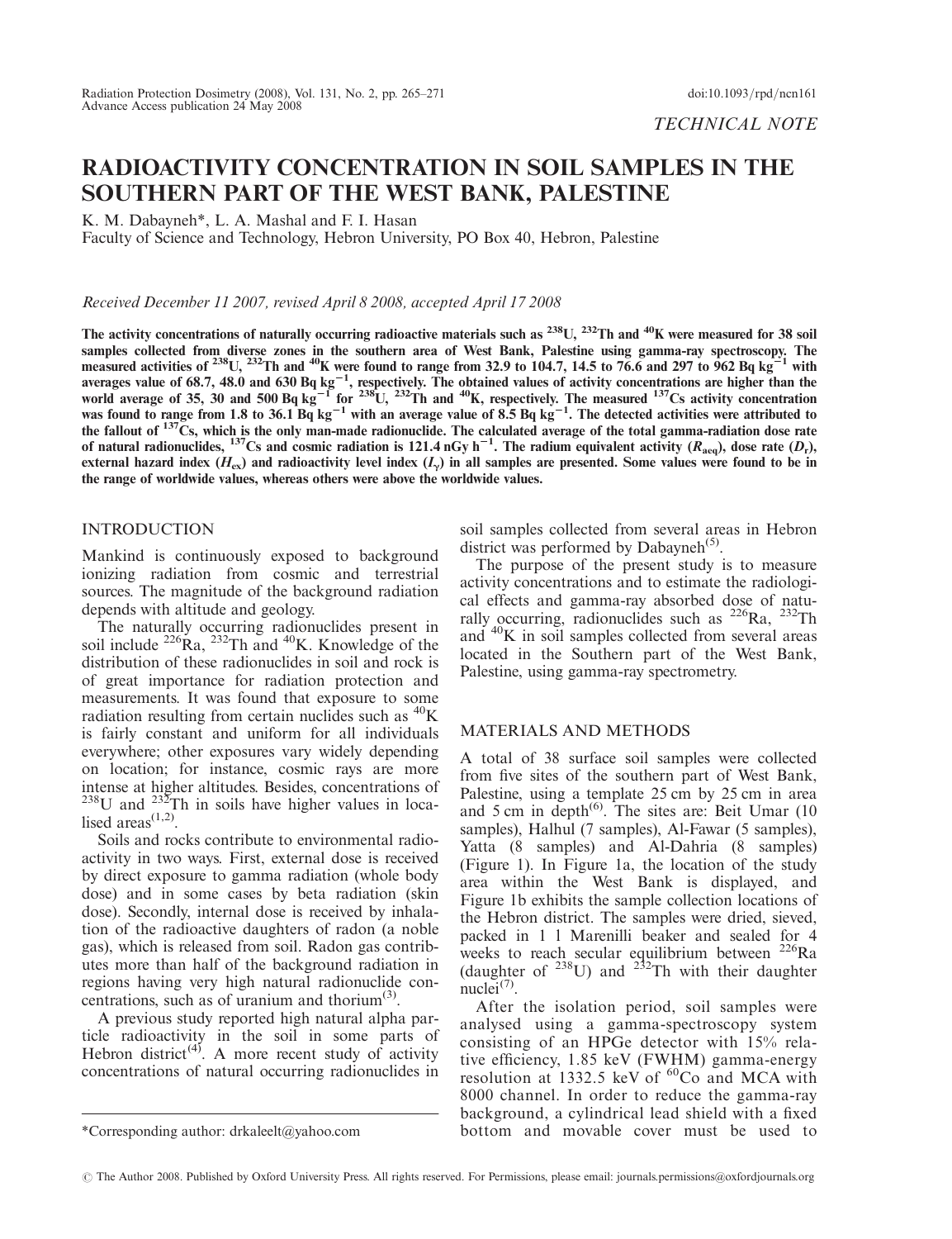*TECHNICAL NOTE*

# RADIOACTIVITY CONCENTRATION IN SOIL SAMPLES IN THE SOUTHERN PART OF THE WEST BANK, PALESTINE

K. M. Dabayneh*, L. A. Mashal and F. I. Hasan

Faculty of Science and Technology, Hebron University, PO Box 40, Hebron, Palestine

*Received December 11 2007, revised April 8 2008, accepted April 17 2008*

**The activity concentrations of naturally occurring radioactive materials such as $^{238}$U, $^{232}$Th and $^{40}$K were measured for 38 soil samples collected from diverse zones in the southern area of West Bank, Palestine using gamma-ray spectroscopy. The measured activities of $^{238}$U, $^{232}$Th and $^{40}$K were found to range from 32.9 to 104.7, 14.5 to 76.6 and 297 to 962 Bq kg$^{-1}$ with averages value of 68.7, 48.0 and 630 Bq kg$^{-1}$, respectively. The obtained values of activity concentrations are higher than the world average of 35, 30 and 500 Bq kg$^{-1}$ for $^{238}$U, $^{232}$Th and $^{40}$K, respectively. The measured $^{137}$Cs activity concentration was found to range from 1.8 to 36.1 Bq kg$^{-1}$ with an average value of 8.5 Bq kg$^{-1}$. The detected activities were attributed to the fallout of $^{137}$Cs, which is the only man-made radionuclide. The calculated average of the total gamma-radiation dose rate of natural radionuclides, $^{137}$Cs and cosmic radiation is 121.4 nGy h$^{-1}$. The radium equivalent activity ($R_{aeq}$), dose rate ($D_r$), external hazard index ($H_{ex}$) and radioactivity level index ($I_\gamma$) in all samples are presented. Some values were found to be in the range of worldwide values, whereas others were above the worldwide values.**

## INTRODUCTION

Mankind is continuously exposed to background ionizing radiation from cosmic and terrestrial sources. The magnitude of the background radiation depends with altitude and geology.

The naturally occurring radionuclides present in soil include $^{226}$Ra, $^{232}$Th and $^{40}$K. Knowledge of the distribution of these radionuclides in soil and rock is of great importance for radiation protection and measurements. It was found that exposure to some radiation resulting from certain nuclides such as $^{40}$K is fairly constant and uniform for all individuals everywhere; other exposures vary widely depending on location; for instance, cosmic rays are more intense at higher altitudes. Besides, concentrations of $^{238}$U and $^{232}$Th in soils have higher values in localised areas[1,2].

Soils and rocks contribute to environmental radioactivity in two ways. First, external dose is received by direct exposure to gamma radiation (whole body dose) and in some cases by beta radiation (skin dose). Secondly, internal dose is received by inhalation of the radioactive daughters of radon (a noble gas), which is released from soil. Radon gas contributes more than half of the background radiation in regions having very high natural radionuclide concentrations, such as of uranium and thorium[3].

A previous study reported high natural alpha particle radioactivity in the soil in some parts of Hebron district[4]. A more recent study of activity concentrations of natural occurring radionuclides in soil samples collected from several areas in Hebron district was performed by Dabayneh[5].

The purpose of the present study is to measure activity concentrations and to estimate the radiological effects and gamma-ray absorbed dose of naturally occurring, radionuclides such as $^{226}$Ra, $^{232}$Th and $^{40}$K in soil samples collected from several areas located in the Southern part of the West Bank, Palestine, using gamma-ray spectrometry.

## MATERIALS AND METHODS

A total of 38 surface soil samples were collected from five sites of the southern part of West Bank, Palestine, using a template 25 cm by 25 cm in area and 5 cm in depth[6]. The sites are: Beit Umar (10 samples), Halhul (7 samples), Al-Fawar (5 samples), Yatta (8 samples) and Al-Dahria (8 samples) (Figure 1). In Figure 1a, the location of the study area within the West Bank is displayed, and Figure 1b exhibits the sample collection locations of the Hebron district. The samples were dried, sieved, packed in 1 l Marenilli beaker and sealed for 4 weeks to reach secular equilibrium between $^{226}$Ra (daughter of $^{238}$U) and $^{232}$Th with their daughter nuclei[7].

After the isolation period, soil samples were analysed using a gamma-spectroscopy system consisting of an HPGe detector with 15% relative efficiency, 1.85 keV (FWHM) gamma-energy resolution at 1332.5 keV of $^{60}$Co and MCA with 8000 channel. In order to reduce the gamma-ray background, a cylindrical lead shield with a fixed bottom and movable cover must be used to

*Corresponding author: drkaleelt@yahoo.com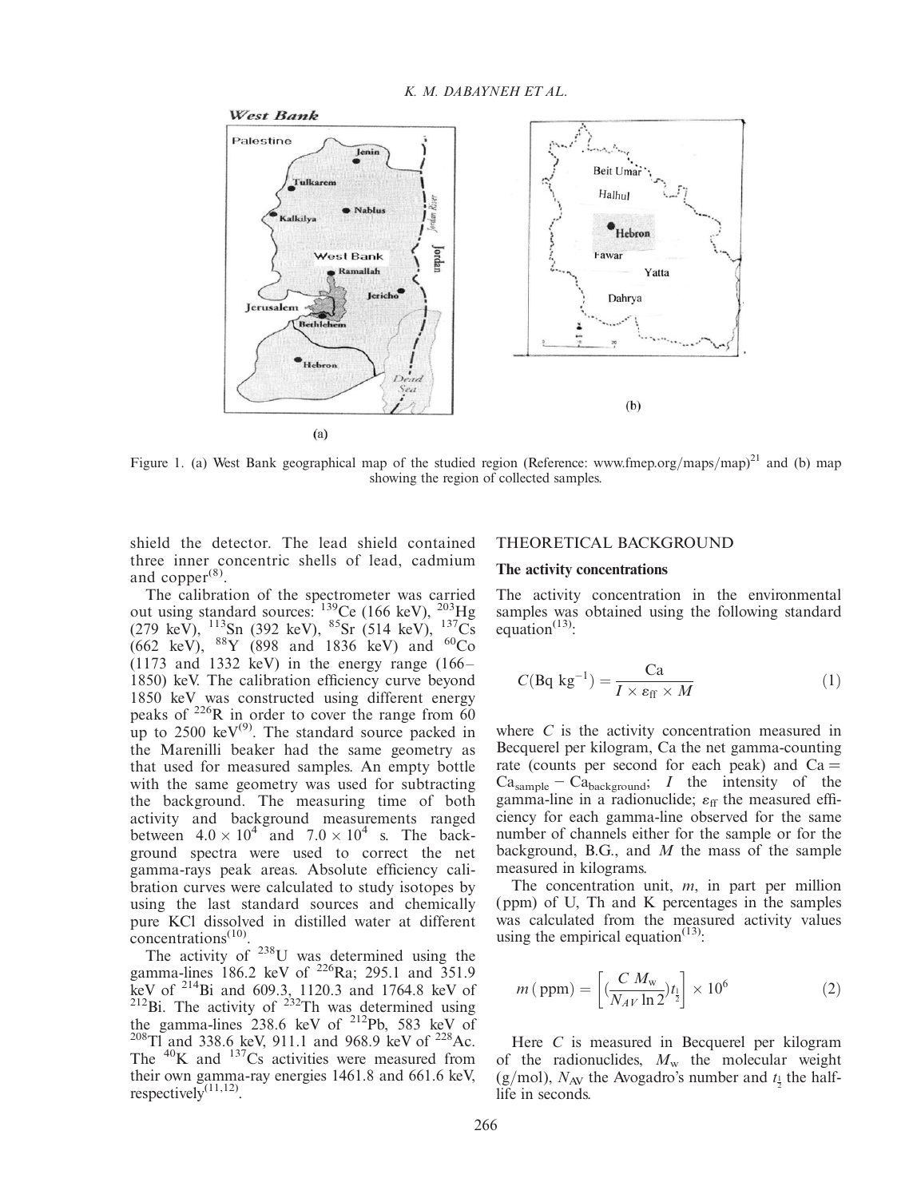Figure 1. (a) West Bank geographical map of the studied region (Reference: www.fmep.org/maps/map)[21] and (b) map showing the region of collected samples.

shield the detector. The lead shield contained three inner concentric shells of lead, cadmium and copper[8].

The calibration of the spectrometer was carried out using standard sources: $^{139}$Ce (166 keV), $^{203}$Hg (279 keV), $^{113}$Sn (392 keV), $^{85}$Sr (514 keV), $^{137}$Cs (662 keV), $^{88}$Y (898 and 1836 keV) and $^{60}$Co (1173 and 1332 keV) in the energy range (166–1850) keV. The calibration efficiency curve beyond 1850 keV was constructed using different energy peaks of $^{226}$R in order to cover the range from 60 up to 2500 keV[9]. The standard source packed in the Marenilli beaker had the same geometry as that used for measured samples. An empty bottle with the same geometry was used for subtracting the background. The measuring time of both activity and background measurements ranged between $4.0 \times 10^4$ and $7.0 \times 10^4$ s. The background spectra were used to correct the net gamma-rays peak areas. Absolute efficiency calibration curves were calculated to study isotopes by using the last standard sources and chemically pure KCl dissolved in distilled water at different concentrations[10].

The activity of $^{238}$U was determined using the gamma-lines 186.2 keV of $^{226}$Ra; 295.1 and 351.9 keV of $^{214}$Bi and 609.3, 1120.3 and 1764.8 keV of $^{212}$Bi. The activity of $^{232}$Th was determined using the gamma-lines 238.6 keV of $^{212}$Pb, 583 keV of $^{208}$Tl and 338.6 keV, 911.1 and 968.9 keV of $^{228}$Ac. The $^{40}$K and $^{137}$Cs activities were measured from their own gamma-ray energies 1461.8 and 661.6 keV, respectively[11,12].

## THEORETICAL BACKGROUND

### The activity concentrations

The activity concentration in the environmental samples was obtained using the following standard equation[13]:

$$C(\text{Bq kg}^{-1}) = \frac{\text{Ca}}{I \times \varepsilon_{\text{ff}} \times M} \tag{1}$$

where $C$ is the activity concentration measured in Becquerel per kilogram, Ca the net gamma-counting rate (counts per second for each peak) and $\text{Ca} = \text{Ca}_{\text{sample}} - \text{Ca}_{\text{background}}$; $I$ the intensity of the gamma-line in a radionuclide; $\varepsilon_{\text{ff}}$ the measured efficiency for each gamma-line observed for the same number of channels either for the sample or for the background, B.G., and $M$ the mass of the sample measured in kilograms.

The concentration unit, $m$, in part per million (ppm) of U, Th and K percentages in the samples was calculated from the measured activity values using the empirical equation[13]:

$$m\,(\text{ppm}) = \left[ \left( \frac{C\, M_{\text{w}}}{N_{AV} \ln 2} \right) t_{\frac{1}{2}} \right] \times 10^6 \tag{2}$$

Here $C$ is measured in Becquerel per kilogram of the radionuclides, $M_{\text{w}}$ the molecular weight (g/mol), $N_{\text{AV}}$ the Avogadro's number and $t_{\frac{1}{2}}$ the half-life in seconds.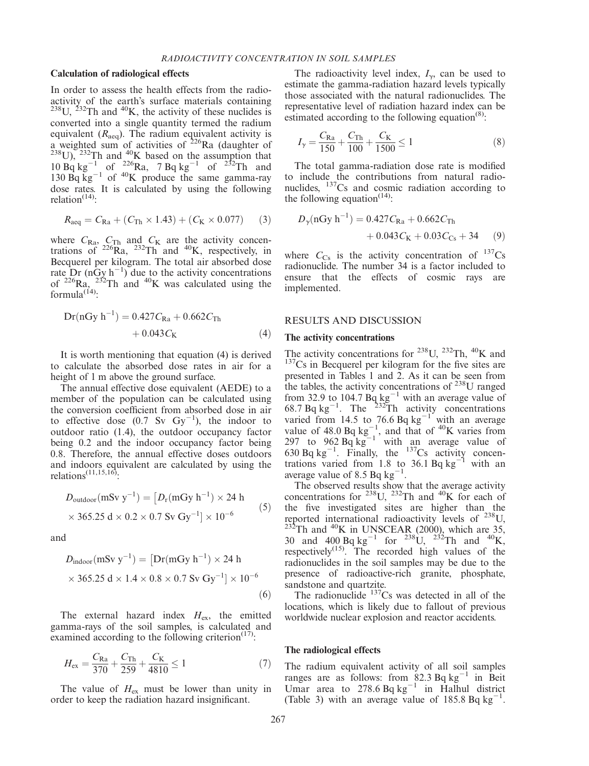### Calculation of radiological effects

In order to assess the health effects from the radioactivity of the earth's surface materials containing $^{238}U$, $^{232}Th$ and $^{40}K$, the activity of these nuclides is converted into a single quantity termed the radium equivalent ($R_{aeq}$). The radium equivalent activity is a weighted sum of activities of $^{226}Ra$ (daughter of $^{238}U$), $^{232}Th$ and $^{40}K$ based on the assumption that 10 Bq kg$^{-1}$ of $^{226}Ra$, 7 Bq kg$^{-1}$ of $^{232}Th$ and 130 Bq kg$^{-1}$ of $^{40}K$ produce the same gamma-ray dose rates. It is calculated by using the following relation[14]:

$$R_{aeq} = C_{Ra} + (C_{Th} \times 1.43) + (C_K \times 0.077) \quad (3)$$

where $C_{Ra}$, $C_{Th}$ and $C_K$ are the activity concentrations of $^{226}Ra$, $^{232}Th$ and $^{40}K$, respectively, in Becquerel per kilogram. The total air absorbed dose rate Dr (nGy h$^{-1}$) due to the activity concentrations of $^{226}Ra$, $^{232}Th$ and $^{40}K$ was calculated using the formula[14]:

$$\mathrm{Dr}(\mathrm{nGy\ h^{-1}}) = 0.427C_{Ra} + 0.662C_{Th} + 0.043C_K \quad (4)$$

It is worth mentioning that equation (4) is derived to calculate the absorbed dose rates in air for a height of 1 m above the ground surface.

The annual effective dose equivalent (AEDE) to a member of the population can be calculated using the conversion coefficient from absorbed dose in air to effective dose (0.7 Sv Gy$^{-1}$), the indoor to outdoor ratio (1.4), the outdoor occupancy factor being 0.2 and the indoor occupancy factor being 0.8. Therefore, the annual effective doses outdoors and indoors equivalent are calculated by using the relations[11,15,16]:

$$D_{outdoor}(\mathrm{mSv\ y^{-1}}) = \left[D_r(\mathrm{mGy\ h^{-1}}) \times 24\ \mathrm{h} \times 365.25\ \mathrm{d} \times 0.2 \times 0.7\ \mathrm{Sv\ Gy^{-1}}\right] \times 10^{-6} \quad (5)$$

and

$$D_{indoor}(\mathrm{mSv\ y^{-1}}) = \left[\mathrm{Dr}(\mathrm{mGy\ h^{-1}}) \times 24\ \mathrm{h} \times 365.25\ \mathrm{d} \times 1.4 \times 0.8 \times 0.7\ \mathrm{Sv\ Gy^{-1}}\right] \times 10^{-6} \quad (6)$$

The external hazard index $H_{ex}$, the emitted gamma-rays of the soil samples, is calculated and examined according to the following criterion[17]:

$$H_{ex} = \frac{C_{Ra}}{370} + \frac{C_{Th}}{259} + \frac{C_K}{4810} \leq 1 \quad (7)$$

The value of $H_{ex}$ must be lower than unity in order to keep the radiation hazard insignificant.

The radioactivity level index, $I_\gamma$, can be used to estimate the gamma-radiation hazard levels typically those associated with the natural radionuclides. The representative level of radiation hazard index can be estimated according to the following equation[8]:

$$I_\gamma = \frac{C_{Ra}}{150} + \frac{C_{Th}}{100} + \frac{C_K}{1500} \leq 1 \quad (8)$$

The total gamma-radiation dose rate is modified to include the contributions from natural radionuclides, $^{137}Cs$ and cosmic radiation according to the following equation[14]:

$$D_\gamma(\mathrm{nGy\ h^{-1}}) = 0.427C_{Ra} + 0.662C_{Th} + 0.043C_K + 0.03C_{Cs} + 34 \quad (9)$$

where $C_{Cs}$ is the activity concentration of $^{137}Cs$ radionuclide. The number 34 is a factor included to ensure that the effects of cosmic rays are implemented.

## RESULTS AND DISCUSSION

### The activity concentrations

The activity concentrations for $^{238}U$, $^{232}Th$, $^{40}K$ and $^{137}Cs$ in Becquerel per kilogram for the five sites are presented in Tables 1 and 2. As it can be seen from the tables, the activity concentrations of $^{238}U$ ranged from 32.9 to 104.7 Bq kg$^{-1}$ with an average value of 68.7 Bq kg$^{-1}$. The $^{232}Th$ activity concentrations varied from 14.5 to 76.6 Bq kg$^{-1}$ with an average value of 48.0 Bq kg$^{-1}$, and that of $^{40}K$ varies from 297 to 962 Bq kg$^{-1}$ with an average value of 630 Bq kg$^{-1}$. Finally, the $^{137}Cs$ activity concentrations varied from 1.8 to 36.1 Bq kg$^{-1}$ with an average value of 8.5 Bq kg$^{-1}$.

The observed results show that the average activity concentrations for $^{238}U$, $^{232}Th$ and $^{40}K$ for each of the five investigated sites are higher than the reported international radioactivity levels of $^{238}U$, $^{232}Th$ and $^{40}K$ in UNSCEAR (2000), which are 35, 30 and 400 Bq kg$^{-1}$ for $^{238}U$, $^{232}Th$ and $^{40}K$, respectively[15]. The recorded high values of the radionuclides in the soil samples may be due to the presence of radioactive-rich granite, phosphate, sandstone and quartzite.

The radionuclide $^{137}Cs$ was detected in all of the locations, which is likely due to fallout of previous worldwide nuclear explosion and reactor accidents.

### The radiological effects

The radium equivalent activity of all soil samples ranges are as follows: from 82.3 Bq kg$^{-1}$ in Beit Umar area to 278.6 Bq kg$^{-1}$ in Halhul district (Table 3) with an average value of 185.8 Bq kg$^{-1}$.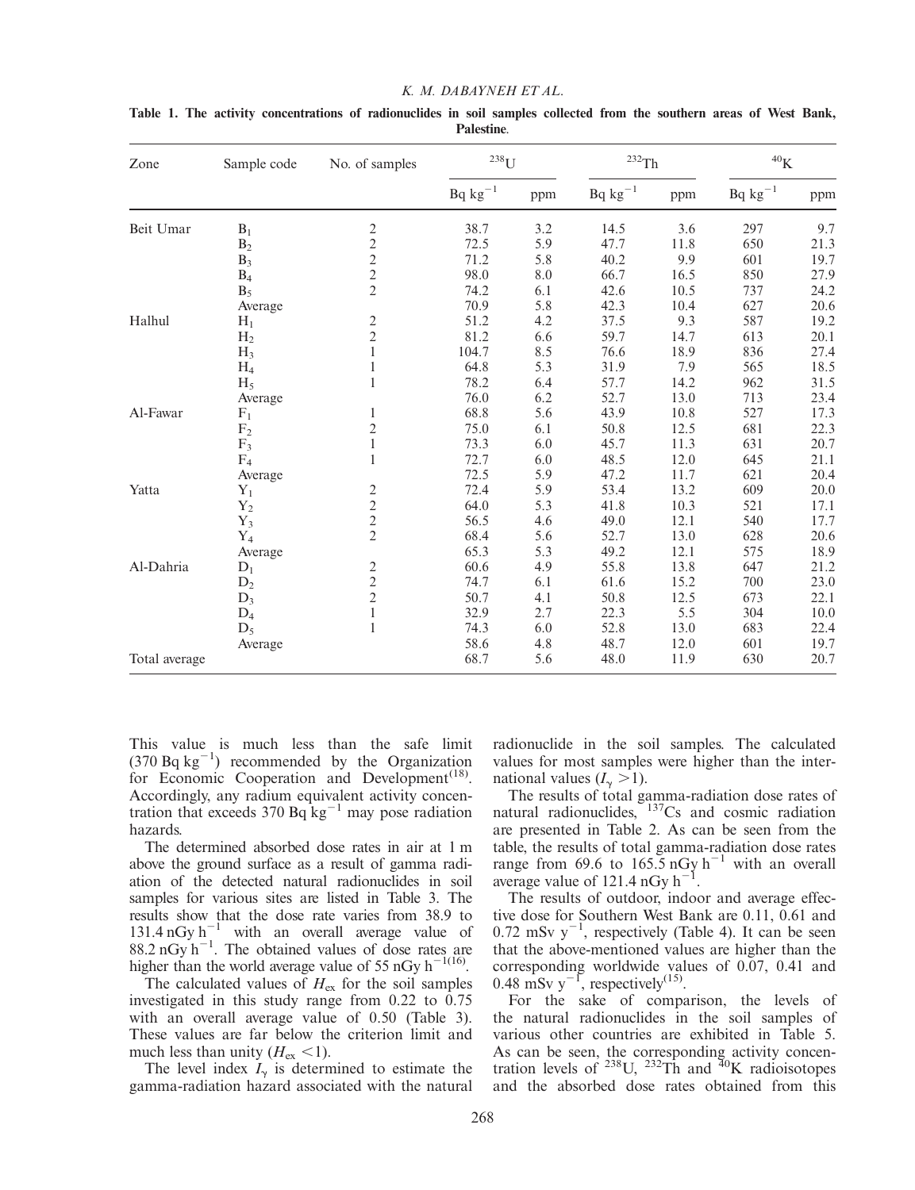Table 1. The activity concentrations of radionuclides in soil samples collected from the southern areas of West Bank, Palestine.

| Zone | Sample code | No. of samples | $^{238}U$ | | $^{232}Th$ | | $^{40}K$ | |
|---|---|---|---|---|---|---|---|---|
| | | | Bq kg$^{-1}$ | ppm | Bq kg$^{-1}$ | ppm | Bq kg$^{-1}$ | ppm |
| Beit Umar | $B_1$ | 2 | 38.7 | 3.2 | 14.5 | 3.6 | 297 | 9.7 |
| | $B_2$ | 2 | 72.5 | 5.9 | 47.7 | 11.8 | 650 | 21.3 |
| | $B_3$ | 2 | 71.2 | 5.8 | 40.2 | 9.9 | 601 | 19.7 |
| | $B_4$ | 2 | 98.0 | 8.0 | 66.7 | 16.5 | 850 | 27.9 |
| | $B_5$ | 2 | 74.2 | 6.1 | 42.6 | 10.5 | 737 | 24.2 |
| | Average | | 70.9 | 5.8 | 42.3 | 10.4 | 627 | 20.6 |
| Halhul | $H_1$ | 2 | 51.2 | 4.2 | 37.5 | 9.3 | 587 | 19.2 |
| | $H_2$ | 2 | 81.2 | 6.6 | 59.7 | 14.7 | 613 | 20.1 |
| | $H_3$ | 1 | 104.7 | 8.5 | 76.6 | 18.9 | 836 | 27.4 |
| | $H_4$ | 1 | 64.8 | 5.3 | 31.9 | 7.9 | 565 | 18.5 |
| | $H_5$ | 1 | 78.2 | 6.4 | 57.7 | 14.2 | 962 | 31.5 |
| | Average | | 76.0 | 6.2 | 52.7 | 13.0 | 713 | 23.4 |
| Al-Fawar | $F_1$ | 1 | 68.8 | 5.6 | 43.9 | 10.8 | 527 | 17.3 |
| | $F_2$ | 2 | 75.0 | 6.1 | 50.8 | 12.5 | 681 | 22.3 |
| | $F_3$ | 1 | 73.3 | 6.0 | 45.7 | 11.3 | 631 | 20.7 |
| | $F_4$ | 1 | 72.7 | 6.0 | 48.5 | 12.0 | 645 | 21.1 |
| | Average | | 72.5 | 5.9 | 47.2 | 11.7 | 621 | 20.4 |
| Yatta | $Y_1$ | 2 | 72.4 | 5.9 | 53.4 | 13.2 | 609 | 20.0 |
| | $Y_2$ | 2 | 64.0 | 5.3 | 41.8 | 10.3 | 521 | 17.1 |
| | $Y_3$ | 2 | 56.5 | 4.6 | 49.0 | 12.1 | 540 | 17.7 |
| | $Y_4$ | 2 | 68.4 | 5.6 | 52.7 | 13.0 | 628 | 20.6 |
| | Average | | 65.3 | 5.3 | 49.2 | 12.1 | 575 | 18.9 |
| Al-Dahria | $D_1$ | 2 | 60.6 | 4.9 | 55.8 | 13.8 | 647 | 21.2 |
| | $D_2$ | 2 | 74.7 | 6.1 | 61.6 | 15.2 | 700 | 23.0 |
| | $D_3$ | 2 | 50.7 | 4.1 | 50.8 | 12.5 | 673 | 22.1 |
| | $D_4$ | 1 | 32.9 | 2.7 | 22.3 | 5.5 | 304 | 10.0 |
| | $D_5$ | 1 | 74.3 | 6.0 | 52.8 | 13.0 | 683 | 22.4 |
| | Average | | 58.6 | 4.8 | 48.7 | 12.0 | 601 | 19.7 |
| Total average | | | 68.7 | 5.6 | 48.0 | 11.9 | 630 | 20.7 |

This value is much less than the safe limit (370 Bq kg$^{-1}$) recommended by the Organization for Economic Cooperation and Development[18]. Accordingly, any radium equivalent activity concentration that exceeds 370 Bq kg$^{-1}$ may pose radiation hazards.

The determined absorbed dose rates in air at 1 m above the ground surface as a result of gamma radiation of the detected natural radionuclides in soil samples for various sites are listed in Table 3. The results show that the dose rate varies from 38.9 to 131.4 nGy h$^{-1}$ with an overall average value of 88.2 nGy h$^{-1}$. The obtained values of dose rates are higher than the world average value of 55 nGy h$^{-1}$[16].

The calculated values of $H_{ex}$ for the soil samples investigated in this study range from 0.22 to 0.75 with an overall average value of 0.50 (Table 3). These values are far below the criterion limit and much less than unity ($H_{ex} < 1$).

The level index $I_\gamma$ is determined to estimate the gamma-radiation hazard associated with the natural radionuclide in the soil samples. The calculated values for most samples were higher than the international values ($I_\gamma > 1$).

The results of total gamma-radiation dose rates of natural radionuclides, $^{137}Cs$ and cosmic radiation are presented in Table 2. As can be seen from the table, the results of total gamma-radiation dose rates range from 69.6 to 165.5 nGy h$^{-1}$ with an overall average value of 121.4 nGy h$^{-1}$.

The results of outdoor, indoor and average effective dose for Southern West Bank are 0.11, 0.61 and 0.72 mSv y$^{-1}$, respectively (Table 4). It can be seen that the above-mentioned values are higher than the corresponding worldwide values of 0.07, 0.41 and 0.48 mSv y$^{-1}$, respectively[15].

For the sake of comparison, the levels of the natural radionuclides in the soil samples of various other countries are exhibited in Table 5. As can be seen, the corresponding activity concentration levels of $^{238}U$, $^{232}Th$ and $^{40}K$ radioisotopes and the absorbed dose rates obtained from this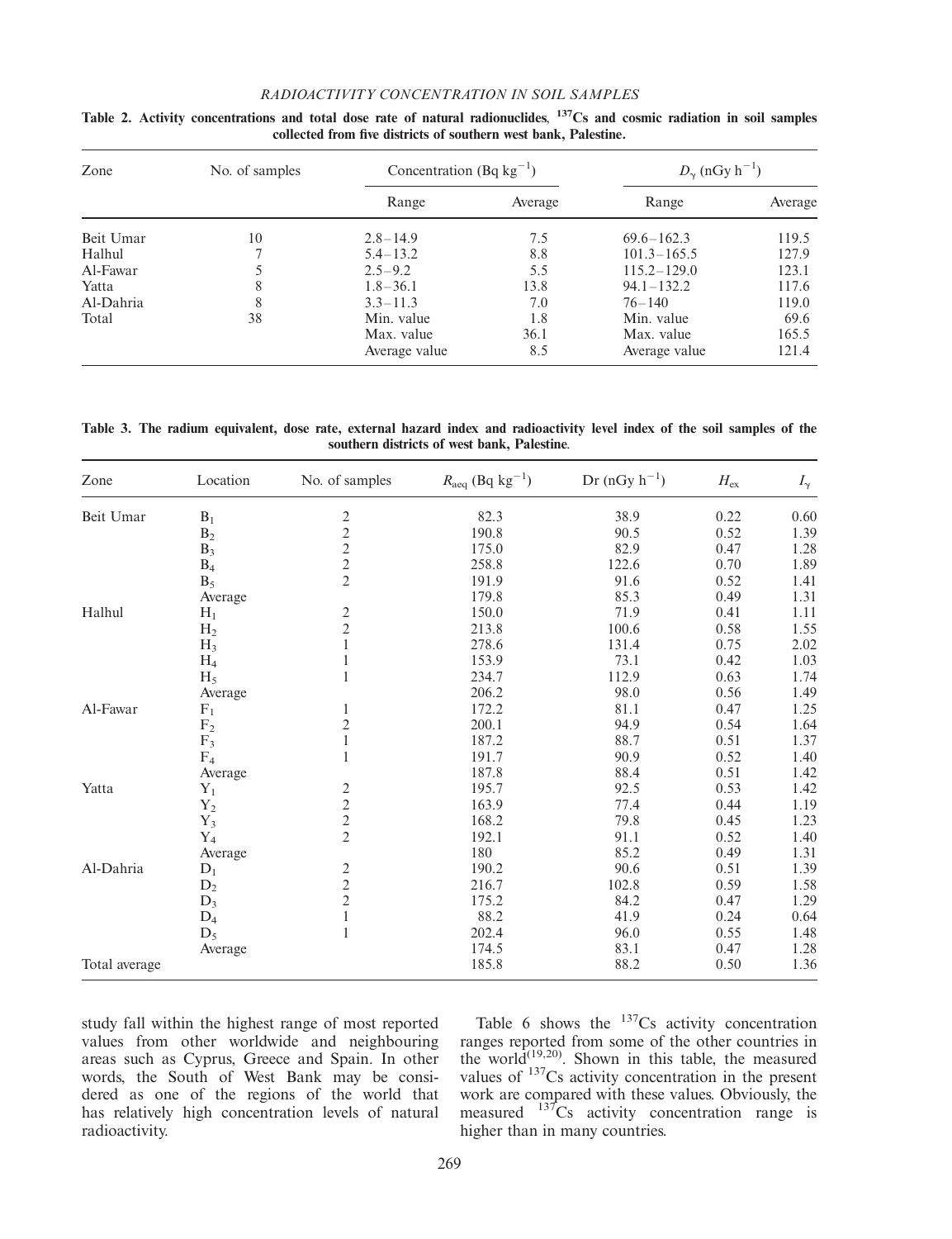**Table 2. Activity concentrations and total dose rate of natural radionuclides, $^{137}$Cs and cosmic radiation in soil samples collected from five districts of southern west bank, Palestine.**

| Zone | No. of samples | Concentration (Bq kg$^{-1}$) | | $D_\gamma$ (nGy h$^{-1}$) | |
|---|---|---|---|---|---|
| | | Range | Average | Range | Average |
| Beit Umar | 10 | 2.8–14.9 | 7.5 | 69.6–162.3 | 119.5 |
| Halhul | 7 | 5.4–13.2 | 8.8 | 101.3–165.5 | 127.9 |
| Al-Fawar | 5 | 2.5–9.2 | 5.5 | 115.2–129.0 | 123.1 |
| Yatta | 8 | 1.8–36.1 | 13.8 | 94.1–132.2 | 117.6 |
| Al-Dahria | 8 | 3.3–11.3 | 7.0 | 76–140 | 119.0 |
| Total | 38 | Min. value | 1.8 | Min. value | 69.6 |
| | | Max. value | 36.1 | Max. value | 165.5 |
| | | Average value | 8.5 | Average value | 121.4 |

**Table 3. The radium equivalent, dose rate, external hazard index and radioactivity level index of the soil samples of the southern districts of west bank, Palestine.**

| Zone | Location | No. of samples | $R_{aeq}$ (Bq kg$^{-1}$) | Dr (nGy h$^{-1}$) | $H_{ex}$ | $I_\gamma$ |
|---|---|---|---|---|---|---|
| Beit Umar | $B_1$ | 2 | 82.3 | 38.9 | 0.22 | 0.60 |
| | $B_2$ | 2 | 190.8 | 90.5 | 0.52 | 1.39 |
| | $B_3$ | 2 | 175.0 | 82.9 | 0.47 | 1.28 |
| | $B_4$ | 2 | 258.8 | 122.6 | 0.70 | 1.89 |
| | $B_5$ | 2 | 191.9 | 91.6 | 0.52 | 1.41 |
| | Average | | 179.8 | 85.3 | 0.49 | 1.31 |
| Halhul | $H_1$ | 2 | 150.0 | 71.9 | 0.41 | 1.11 |
| | $H_2$ | 2 | 213.8 | 100.6 | 0.58 | 1.55 |
| | $H_3$ | 1 | 278.6 | 131.4 | 0.75 | 2.02 |
| | $H_4$ | 1 | 153.9 | 73.1 | 0.42 | 1.03 |
| | $H_5$ | 1 | 234.7 | 112.9 | 0.63 | 1.74 |
| | Average | | 206.2 | 98.0 | 0.56 | 1.49 |
| Al-Fawar | $F_1$ | 1 | 172.2 | 81.1 | 0.47 | 1.25 |
| | $F_2$ | 2 | 200.1 | 94.9 | 0.54 | 1.64 |
| | $F_3$ | 1 | 187.2 | 88.7 | 0.51 | 1.37 |
| | $F_4$ | 1 | 191.7 | 90.9 | 0.52 | 1.40 |
| | Average | | 187.8 | 88.4 | 0.51 | 1.42 |
| Yatta | $Y_1$ | 2 | 195.7 | 92.5 | 0.53 | 1.42 |
| | $Y_2$ | 2 | 163.9 | 77.4 | 0.44 | 1.19 |
| | $Y_3$ | 2 | 168.2 | 79.8 | 0.45 | 1.23 |
| | $Y_4$ | 2 | 192.1 | 91.1 | 0.52 | 1.40 |
| | Average | | 180 | 85.2 | 0.49 | 1.31 |
| Al-Dahria | $D_1$ | 2 | 190.2 | 90.6 | 0.51 | 1.39 |
| | $D_2$ | 2 | 216.7 | 102.8 | 0.59 | 1.58 |
| | $D_3$ | 2 | 175.2 | 84.2 | 0.47 | 1.29 |
| | $D_4$ | 1 | 88.2 | 41.9 | 0.24 | 0.64 |
| | $D_5$ | 1 | 202.4 | 96.0 | 0.55 | 1.48 |
| | Average | | 174.5 | 83.1 | 0.47 | 1.28 |
| Total average | | | 185.8 | 88.2 | 0.50 | 1.36 |

study fall within the highest range of most reported values from other worldwide and neighbouring areas such as Cyprus, Greece and Spain. In other words, the South of West Bank may be considered as one of the regions of the world that has relatively high concentration levels of natural radioactivity.

Table 6 shows the $^{137}$Cs activity concentration ranges reported from some of the other countries in the world[19,20]. Shown in this table, the measured values of $^{137}$Cs activity concentration in the present work are compared with these values. Obviously, the measured $^{137}$Cs activity concentration range is higher than in many countries.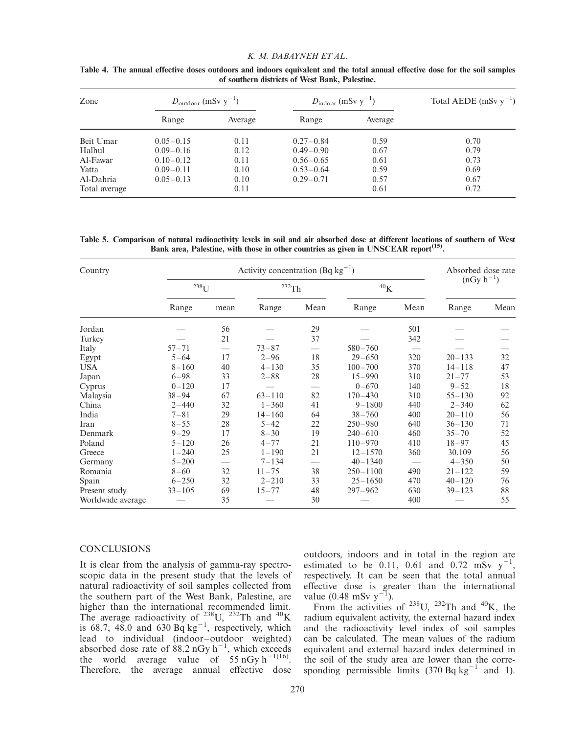**Table 4. The annual effective doses outdoors and indoors equivalent and the total annual effective dose for the soil samples of southern districts of West Bank, Palestine.**

| Zone | $D_{outdoor}$ (mSv $y^{-1}$) | | $D_{indoor}$ (mSv $y^{-1}$) | | Total AEDE (mSv $y^{-1}$) |
|---|---|---|---|---|---|
| | Range | Average | Range | Average | |
| Beit Umar | 0.05–0.15 | 0.11 | 0.27–0.84 | 0.59 | 0.70 |
| Halhul | 0.09–0.16 | 0.12 | 0.49–0.90 | 0.67 | 0.79 |
| Al-Fawar | 0.10–0.12 | 0.11 | 0.56–0.65 | 0.61 | 0.73 |
| Yatta | 0.09–0.11 | 0.10 | 0.53–0.64 | 0.59 | 0.69 |
| Al-Dahria | 0.05–0.13 | 0.10 | 0.29–0.71 | 0.57 | 0.67 |
| Total average | | 0.11 | | 0.61 | 0.72 |

**Table 5. Comparison of natural radioactivity levels in soil and air absorbed dose at different locations of southern of West Bank area, Palestine, with those in other countries as given in UNSCEAR report[15].**

| Country | Activity concentration (Bq $kg^{-1}$) | | | | | | Absorbed dose rate (nGy $h^{-1}$) | |
|---|---|---|---|---|---|---|---|---|
| | $^{238}$U | | $^{232}$Th | | $^{40}$K | | | |
| | Range | mean | Range | Mean | Range | Mean | Range | Mean |
| Jordan | — | 56 | — | 29 | — | 501 | — | — |
| Turkey | — | 21 | — | 37 | — | 342 | — | — |
| Italy | 57–71 | — | 73–87 | — | 580–760 | — | — | — |
| Egypt | 5–64 | 17 | 2–96 | 18 | 29–650 | 320 | 20–133 | 32 |
| USA | 8–160 | 40 | 4–130 | 35 | 100–700 | 370 | 14–118 | 47 |
| Japan | 6–98 | 33 | 2–88 | 28 | 15–990 | 310 | 21–77 | 53 |
| Cyprus | 0–120 | 17 | — | — | 0–670 | 140 | 9–52 | 18 |
| Malaysia | 38–94 | 67 | 63–110 | 82 | 170–430 | 310 | 55–130 | 92 |
| China | 2–440 | 32 | 1–360 | 41 | 9–1800 | 440 | 2–340 | 62 |
| India | 7–81 | 29 | 14–160 | 64 | 38–760 | 400 | 20–110 | 56 |
| Iran | 8–55 | 28 | 5–42 | 22 | 250–980 | 640 | 36–130 | 71 |
| Denmark | 9–29 | 17 | 8–30 | 19 | 240–610 | 460 | 35–70 | 52 |
| Poland | 5–120 | 26 | 4–77 | 21 | 110–970 | 410 | 18–97 | 45 |
| Greece | 1–240 | 25 | 1–190 | 21 | 12–1570 | 360 | 30.109 | 56 |
| Germany | 5–200 | — | 7–134 | — | 40–1340 | — | 4–350 | 50 |
| Romania | 8–60 | 32 | 11–75 | 38 | 250–1100 | 490 | 21–122 | 59 |
| Spain | 6–250 | 32 | 2–210 | 33 | 25–1650 | 470 | 40–120 | 76 |
| Present study | 33–105 | 69 | 15–77 | 48 | 297–962 | 630 | 39–123 | 88 |
| Worldwide average | — | 35 | — | 30 | — | 400 | — | 55 |

## CONCLUSIONS

It is clear from the analysis of gamma-ray spectroscopic data in the present study that the levels of natural radioactivity of soil samples collected from the southern part of the West Bank, Palestine, are higher than the international recommended limit. The average radioactivity of $^{238}$U, $^{232}$Th and $^{40}$K is 68.7, 48.0 and 630 Bq $kg^{-1}$, respectively, which lead to individual (indoor–outdoor weighted) absorbed dose rate of 88.2 nGy $h^{-1}$, which exceeds the world average value of 55 nGy $h^{-1}$[16]. Therefore, the average annual effective dose outdoors, indoors and in total in the region are estimated to be 0.11, 0.61 and 0.72 mSv $y^{-1}$, respectively. It can be seen that the total annual effective dose is greater than the international value (0.48 mSv $y^{-1}$).

From the activities of $^{238}$U, $^{232}$Th and $^{40}$K, the radium equivalent activity, the external hazard index and the radioactivity level index of soil samples can be calculated. The mean values of the radium equivalent and external hazard index determined in the soil of the study area are lower than the corresponding permissible limits (370 Bq $kg^{-1}$ and 1).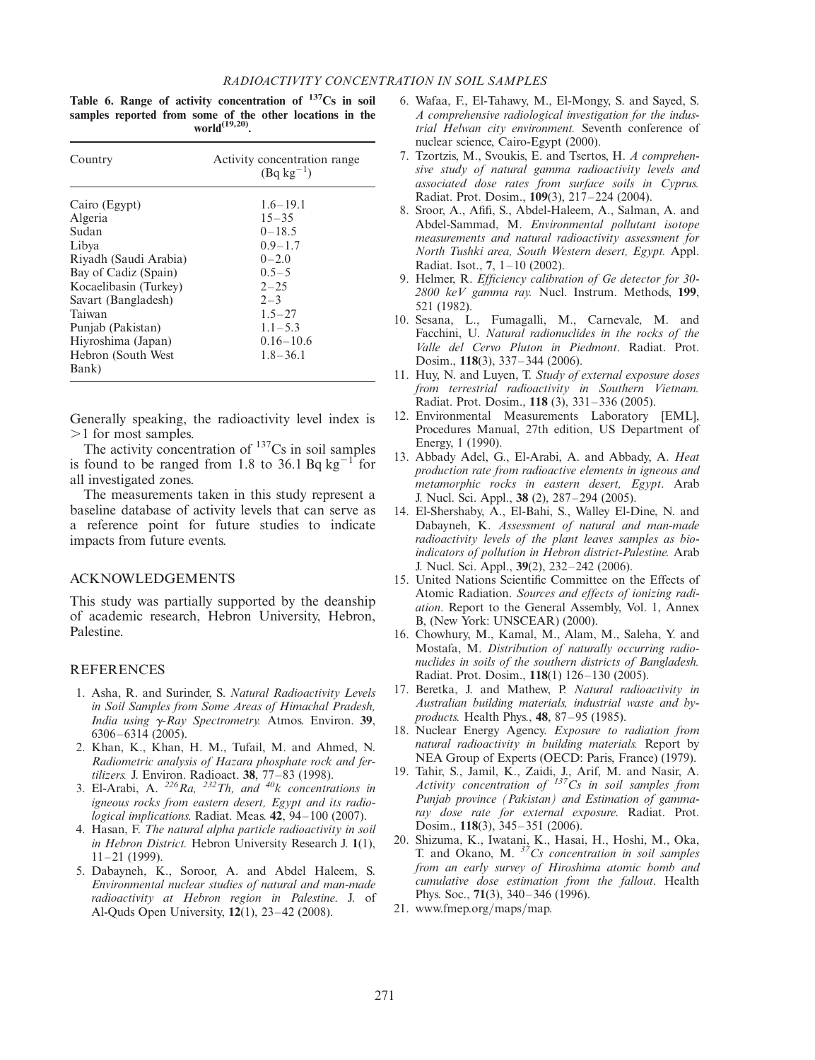Table 6. Range of activity concentration of $^{137}$Cs in soil samples reported from some of the other locations in the world[19,20].

| Country | Activity concentration range (Bq kg$^{-1}$) |
|---|---|
| Cairo (Egypt) | 1.6–19.1 |
| Algeria | 15–35 |
| Sudan | 0–18.5 |
| Libya | 0.9–1.7 |
| Riyadh (Saudi Arabia) | 0–2.0 |
| Bay of Cadiz (Spain) | 0.5–5 |
| Kocaelibasin (Turkey) | 2–25 |
| Savart (Bangladesh) | 2–3 |
| Taiwan | 1.5–27 |
| Punjab (Pakistan) | 1.1–5.3 |
| Hiyroshima (Japan) | 0.16–10.6 |
| Hebron (South West Bank) | 1.8–36.1 |

Generally speaking, the radioactivity level index is >1 for most samples.

The activity concentration of $^{137}$Cs in soil samples is found to be ranged from 1.8 to 36.1 Bq kg$^{-1}$ for all investigated zones.

The measurements taken in this study represent a baseline database of activity levels that can serve as a reference point for future studies to indicate impacts from future events.

## ACKNOWLEDGEMENTS

This study was partially supported by the deanship of academic research, Hebron University, Hebron, Palestine.

## REFERENCES

1. Asha, R. and Surinder, S. *Natural Radioactivity Levels in Soil Samples from Some Areas of Himachal Pradesh, India using γ-Ray Spectrometry.* Atmos. Environ. **39**, 6306–6314 (2005).
2. Khan, K., Khan, H. M., Tufail, M. and Ahmed, N. *Radiometric analysis of Hazara phosphate rock and fertilizers.* J. Environ. Radioact. **38**, 77–83 (1998).
3. El-Arabi, A. *$^{226}$Ra, $^{232}$Th, and $^{40}$k concentrations in igneous rocks from eastern desert, Egypt and its radiological implications.* Radiat. Meas. **42**, 94–100 (2007).
4. Hasan, F. *The natural alpha particle radioactivity in soil in Hebron District.* Hebron University Research J. **1**(1), 11–21 (1999).
5. Dabayneh, K., Soroor, A. and Abdel Haleem, S. *Environmental nuclear studies of natural and man-made radioactivity at Hebron region in Palestine.* J. of Al-Quds Open University, **12**(1), 23–42 (2008).
6. Wafaa, F., El-Tahawy, M., El-Mongy, S. and Sayed, S. *A comprehensive radiological investigation for the industrial Helwan city environment.* Seventh conference of nuclear science, Cairo-Egypt (2000).
7. Tzortzis, M., Svoukis, E. and Tsertos, H. *A comprehensive study of natural gamma radioactivity levels and associated dose rates from surface soils in Cyprus.* Radiat. Prot. Dosim., **109**(3), 217–224 (2004).
8. Sroor, A., Afifi, S., Abdel-Haleem, A., Salman, A. and Abdel-Sammad, M. *Environmental pollutant isotope measurements and natural radioactivity assessment for North Tushki area, South Western desert, Egypt.* Appl. Radiat. Isot., **7**, 1–10 (2002).
9. Helmer, R. *Efficiency calibration of Ge detector for 30-2800 keV gamma ray.* Nucl. Instrum. Methods, **199**, 521 (1982).
10. Sesana, L., Fumagalli, M., Carnevale, M. and Facchini, U. *Natural radionuclides in the rocks of the Valle del Cervo Pluton in Piedmont*. Radiat. Prot. Dosim., **118**(3), 337–344 (2006).
11. Huy, N. and Luyen, T. *Study of external exposure doses from terrestrial radioactivity in Southern Vietnam.* Radiat. Prot. Dosim., **118** (3), 331–336 (2005).
12. Environmental Measurements Laboratory [EML], Procedures Manual, 27th edition, US Department of Energy, 1 (1990).
13. Abbady Adel, G., El-Arabi, A. and Abbady, A. *Heat production rate from radioactive elements in igneous and metamorphic rocks in eastern desert, Egypt*. Arab J. Nucl. Sci. Appl., **38** (2), 287–294 (2005).
14. El-Shershaby, A., El-Bahi, S., Walley El-Dine, N. and Dabayneh, K. *Assessment of natural and man-made radioactivity levels of the plant leaves samples as bio-indicators of pollution in Hebron district-Palestine.* Arab J. Nucl. Sci. Appl., **39**(2), 232–242 (2006).
15. United Nations Scientific Committee on the Effects of Atomic Radiation. *Sources and effects of ionizing radiation*. Report to the General Assembly, Vol. 1, Annex B, (New York: UNSCEAR) (2000).
16. Chowhury, M., Kamal, M., Alam, M., Saleha, Y. and Mostafa, M. *Distribution of naturally occurring radionuclides in soils of the southern districts of Bangladesh.* Radiat. Prot. Dosim., **118**(1) 126–130 (2005).
17. Beretka, J. and Mathew, P. *Natural radioactivity in Australian building materials, industrial waste and by-products.* Health Phys., **48**, 87–95 (1985).
18. Nuclear Energy Agency. *Exposure to radiation from natural radioactivity in building materials.* Report by NEA Group of Experts (OECD: Paris, France) (1979).
19. Tahir, S., Jamil, K., Zaidi, J., Arif, M. and Nasir, A. *Activity concentration of $^{137}$Cs in soil samples from Punjab province (Pakistan) and Estimation of gamma-ray dose rate for external exposure.* Radiat. Prot. Dosim., **118**(3), 345–351 (2006).
20. Shizuma, K., Iwatani, K., Hasai, H., Hoshi, M., Oka, T. and Okano, M. *$^{37}$Cs concentration in soil samples from an early survey of Hiroshima atomic bomb and cumulative dose estimation from the fallout*. Health Phys. Soc., **71**(3), 340–346 (1996).
21. www.fmep.org/maps/map.